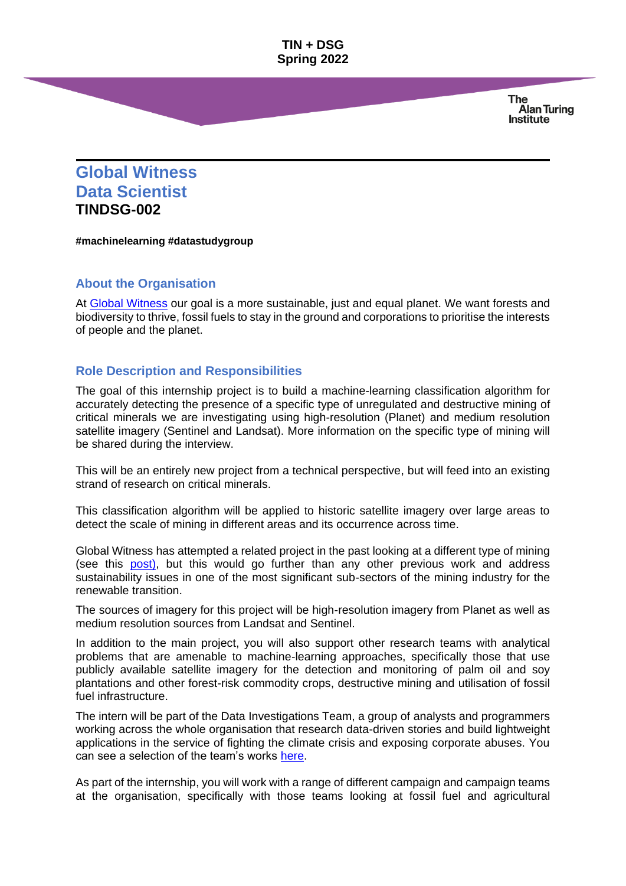**TIN + DSG**
**Spring 2022**

# Global Witness Data Scientist

**TINDSG-002**

**#machinelearning #datastudygroup**

## About the Organisation

At Global Witness our goal is a more sustainable, just and equal planet. We want forests and biodiversity to thrive, fossil fuels to stay in the ground and corporations to prioritise the interests of people and the planet.

## Role Description and Responsibilities

The goal of this internship project is to build a machine-learning classification algorithm for accurately detecting the presence of a specific type of unregulated and destructive mining of critical minerals we are investigating using high-resolution (Planet) and medium resolution satellite imagery (Sentinel and Landsat). More information on the specific type of mining will be shared during the interview.

This will be an entirely new project from a technical perspective, but will feed into an existing strand of research on critical minerals.

This classification algorithm will be applied to historic satellite imagery over large areas to detect the scale of mining in different areas and its occurrence across time.

Global Witness has attempted a related project in the past looking at a different type of mining (see this post), but this would go further than any other previous work and address sustainability issues in one of the most significant sub-sectors of the mining industry for the renewable transition.

The sources of imagery for this project will be high-resolution imagery from Planet as well as medium resolution sources from Landsat and Sentinel.

In addition to the main project, you will also support other research teams with analytical problems that are amenable to machine-learning approaches, specifically those that use publicly available satellite imagery for the detection and monitoring of palm oil and soy plantations and other forest-risk commodity crops, destructive mining and utilisation of fossil fuel infrastructure.

The intern will be part of the Data Investigations Team, a group of analysts and programmers working across the whole organisation that research data-driven stories and build lightweight applications in the service of fighting the climate crisis and exposing corporate abuses. You can see a selection of the team's works here.

As part of the internship, you will work with a range of different campaign and campaign teams at the organisation, specifically with those teams looking at fossil fuel and agricultural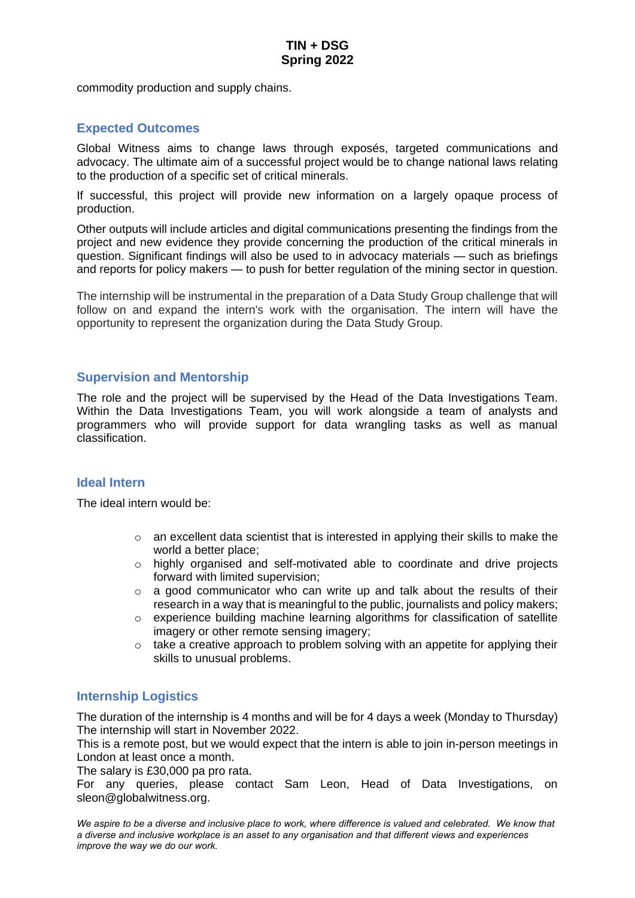commodity production and supply chains.

## Expected Outcomes

Global Witness aims to change laws through exposés, targeted communications and advocacy. The ultimate aim of a successful project would be to change national laws relating to the production of a specific set of critical minerals.

If successful, this project will provide new information on a largely opaque process of production.

Other outputs will include articles and digital communications presenting the findings from the project and new evidence they provide concerning the production of the critical minerals in question. Significant findings will also be used to in advocacy materials — such as briefings and reports for policy makers — to push for better regulation of the mining sector in question.

The internship will be instrumental in the preparation of a Data Study Group challenge that will follow on and expand the intern's work with the organisation. The intern will have the opportunity to represent the organization during the Data Study Group.

## Supervision and Mentorship

The role and the project will be supervised by the Head of the Data Investigations Team. Within the Data Investigations Team, you will work alongside a team of analysts and programmers who will provide support for data wrangling tasks as well as manual classification.

## Ideal Intern

The ideal intern would be:

- an excellent data scientist that is interested in applying their skills to make the world a better place;
- highly organised and self-motivated able to coordinate and drive projects forward with limited supervision;
- a good communicator who can write up and talk about the results of their research in a way that is meaningful to the public, journalists and policy makers;
- experience building machine learning algorithms for classification of satellite imagery or other remote sensing imagery;
- take a creative approach to problem solving with an appetite for applying their skills to unusual problems.

## Internship Logistics

The duration of the internship is 4 months and will be for 4 days a week (Monday to Thursday)
The internship will start in November 2022.
This is a remote post, but we would expect that the intern is able to join in-person meetings in London at least once a month.
The salary is £30,000 pa pro rata.
For any queries, please contact Sam Leon, Head of Data Investigations, on sleon@globalwitness.org.

*We aspire to be a diverse and inclusive place to work, where difference is valued and celebrated. We know that a diverse and inclusive workplace is an asset to any organisation and that different views and experiences improve the way we do our work.*